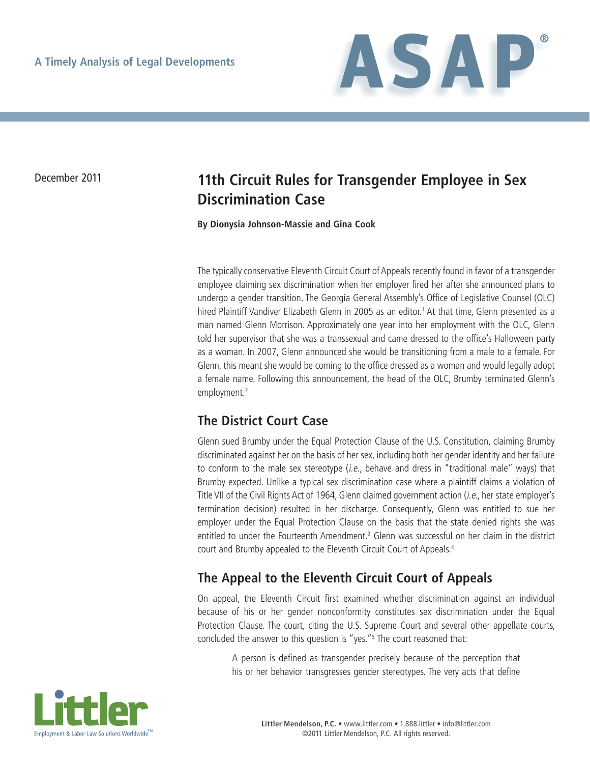A Timely Analysis of Legal Developments

December 2011

# 11th Circuit Rules for Transgender Employee in Sex Discrimination Case

**By Dionysia Johnson-Massie and Gina Cook**

The typically conservative Eleventh Circuit Court of Appeals recently found in favor of a transgender employee claiming sex discrimination when her employer fired her after she announced plans to undergo a gender transition. The Georgia General Assembly's Office of Legislative Counsel (OLC) hired Plaintiff Vandiver Elizabeth Glenn in 2005 as an editor.[1] At that time, Glenn presented as a man named Glenn Morrison. Approximately one year into her employment with the OLC, Glenn told her supervisor that she was a transsexual and came dressed to the office's Halloween party as a woman. In 2007, Glenn announced she would be transitioning from a male to a female. For Glenn, this meant she would be coming to the office dressed as a woman and would legally adopt a female name. Following this announcement, the head of the OLC, Brumby terminated Glenn's employment.[2]

## The District Court Case

Glenn sued Brumby under the Equal Protection Clause of the U.S. Constitution, claiming Brumby discriminated against her on the basis of her sex, including both her gender identity and her failure to conform to the male sex stereotype (*i.e.*, behave and dress in "traditional male" ways) that Brumby expected. Unlike a typical sex discrimination case where a plaintiff claims a violation of Title VII of the Civil Rights Act of 1964, Glenn claimed government action (*i.e.*, her state employer's termination decision) resulted in her discharge. Consequently, Glenn was entitled to sue her employer under the Equal Protection Clause on the basis that the state denied rights she was entitled to under the Fourteenth Amendment.[3] Glenn was successful on her claim in the district court and Brumby appealed to the Eleventh Circuit Court of Appeals.[4]

## The Appeal to the Eleventh Circuit Court of Appeals

On appeal, the Eleventh Circuit first examined whether discrimination against an individual because of his or her gender nonconformity constitutes sex discrimination under the Equal Protection Clause. The court, citing the U.S. Supreme Court and several other appellate courts, concluded the answer to this question is "yes."[5] The court reasoned that:

> A person is defined as transgender precisely because of the perception that his or her behavior transgresses gender stereotypes. The very acts that define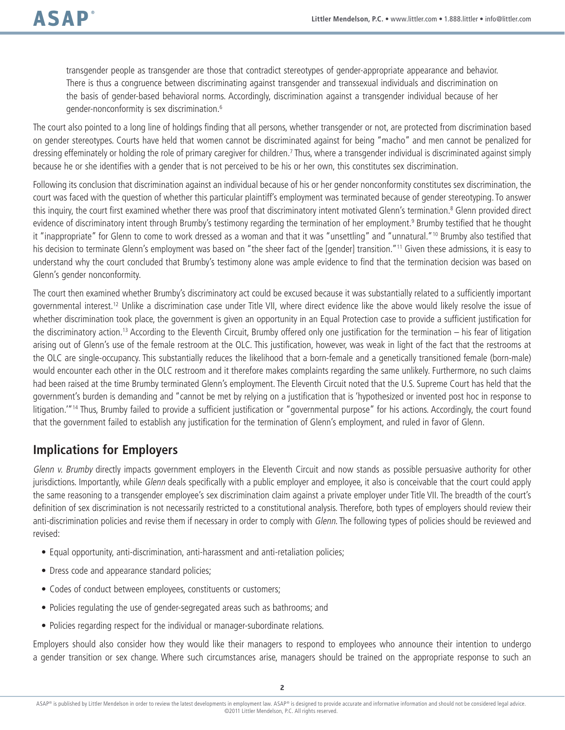> transgender people as transgender are those that contradict stereotypes of gender-appropriate appearance and behavior. There is thus a congruence between discriminating against transgender and transsexual individuals and discrimination on the basis of gender-based behavioral norms. Accordingly, discrimination against a transgender individual because of her gender-nonconformity is sex discrimination.[6]

The court also pointed to a long line of holdings finding that all persons, whether transgender or not, are protected from discrimination based on gender stereotypes. Courts have held that women cannot be discriminated against for being "macho" and men cannot be penalized for dressing effeminately or holding the role of primary caregiver for children.[7] Thus, where a transgender individual is discriminated against simply because he or she identifies with a gender that is not perceived to be his or her own, this constitutes sex discrimination.

Following its conclusion that discrimination against an individual because of his or her gender nonconformity constitutes sex discrimination, the court was faced with the question of whether this particular plaintiff's employment was terminated because of gender stereotyping. To answer this inquiry, the court first examined whether there was proof that discriminatory intent motivated Glenn's termination.[8] Glenn provided direct evidence of discriminatory intent through Brumby's testimony regarding the termination of her employment.[9] Brumby testified that he thought it "inappropriate" for Glenn to come to work dressed as a woman and that it was "unsettling" and "unnatural."[10] Brumby also testified that his decision to terminate Glenn's employment was based on "the sheer fact of the [gender] transition."[11] Given these admissions, it is easy to understand why the court concluded that Brumby's testimony alone was ample evidence to find that the termination decision was based on Glenn's gender nonconformity.

The court then examined whether Brumby's discriminatory act could be excused because it was substantially related to a sufficiently important governmental interest.[12] Unlike a discrimination case under Title VII, where direct evidence like the above would likely resolve the issue of whether discrimination took place, the government is given an opportunity in an Equal Protection case to provide a sufficient justification for the discriminatory action.[13] According to the Eleventh Circuit, Brumby offered only one justification for the termination – his fear of litigation arising out of Glenn's use of the female restroom at the OLC. This justification, however, was weak in light of the fact that the restrooms at the OLC are single-occupancy. This substantially reduces the likelihood that a born-female and a genetically transitioned female (born-male) would encounter each other in the OLC restroom and it therefore makes complaints regarding the same unlikely. Furthermore, no such claims had been raised at the time Brumby terminated Glenn's employment. The Eleventh Circuit noted that the U.S. Supreme Court has held that the government's burden is demanding and "cannot be met by relying on a justification that is 'hypothesized or invented post hoc in response to litigation.'"[14] Thus, Brumby failed to provide a sufficient justification or "governmental purpose" for his actions. Accordingly, the court found that the government failed to establish any justification for the termination of Glenn's employment, and ruled in favor of Glenn.

## Implications for Employers

*Glenn v. Brumby* directly impacts government employers in the Eleventh Circuit and now stands as possible persuasive authority for other jurisdictions. Importantly, while *Glenn* deals specifically with a public employer and employee, it also is conceivable that the court could apply the same reasoning to a transgender employee's sex discrimination claim against a private employer under Title VII. The breadth of the court's definition of sex discrimination is not necessarily restricted to a constitutional analysis. Therefore, both types of employers should review their anti-discrimination policies and revise them if necessary in order to comply with *Glenn*. The following types of policies should be reviewed and revised:

- Equal opportunity, anti-discrimination, anti-harassment and anti-retaliation policies;
- Dress code and appearance standard policies;
- Codes of conduct between employees, constituents or customers;
- Policies regulating the use of gender-segregated areas such as bathrooms; and
- Policies regarding respect for the individual or manager-subordinate relations.

Employers should also consider how they would like their managers to respond to employees who announce their intention to undergo a gender transition or sex change. Where such circumstances arise, managers should be trained on the appropriate response to such an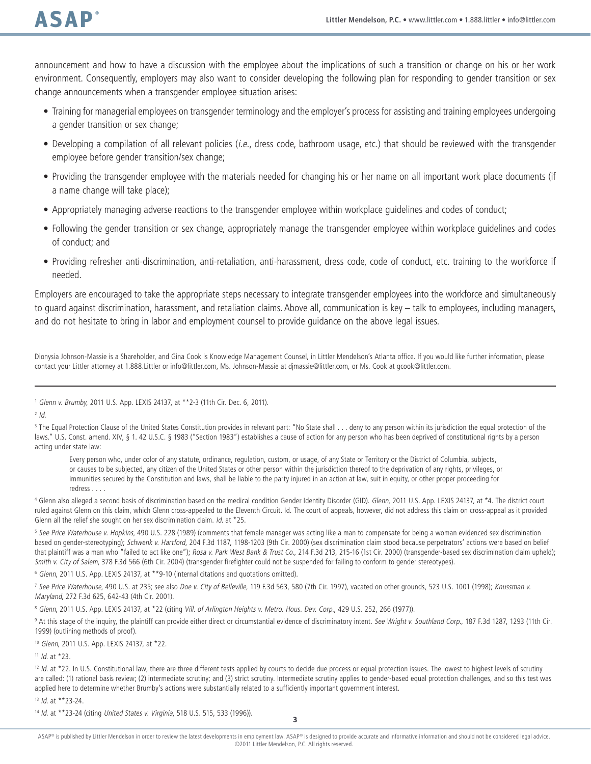announcement and how to have a discussion with the employee about the implications of such a transition or change on his or her work environment. Consequently, employers may also want to consider developing the following plan for responding to gender transition or sex change announcements when a transgender employee situation arises:

- Training for managerial employees on transgender terminology and the employer's process for assisting and training employees undergoing a gender transition or sex change;
- Developing a compilation of all relevant policies (*i.e.*, dress code, bathroom usage, etc.) that should be reviewed with the transgender employee before gender transition/sex change;
- Providing the transgender employee with the materials needed for changing his or her name on all important work place documents (if a name change will take place);
- Appropriately managing adverse reactions to the transgender employee within workplace guidelines and codes of conduct;
- Following the gender transition or sex change, appropriately manage the transgender employee within workplace guidelines and codes of conduct; and
- Providing refresher anti-discrimination, anti-retaliation, anti-harassment, dress code, code of conduct, etc. training to the workforce if needed.

Employers are encouraged to take the appropriate steps necessary to integrate transgender employees into the workforce and simultaneously to guard against discrimination, harassment, and retaliation claims. Above all, communication is key – talk to employees, including managers, and do not hesitate to bring in labor and employment counsel to provide guidance on the above legal issues.

Dionysia Johnson-Massie is a Shareholder, and Gina Cook is Knowledge Management Counsel, in Littler Mendelson's Atlanta office. If you would like further information, please contact your Littler attorney at 1.888.Littler or info@littler.com, Ms. Johnson-Massie at djmassie@littler.com, or Ms. Cook at gcook@littler.com.

---

[1] *Glenn v. Brumby*, 2011 U.S. App. LEXIS 24137, at **2-3 (11th Cir. Dec. 6, 2011).

[2] *Id.*

[3] The Equal Protection Clause of the United States Constitution provides in relevant part: "No State shall . . . deny to any person within its jurisdiction the equal protection of the laws." U.S. Const. amend. XIV, § 1. 42 U.S.C. § 1983 ("Section 1983") establishes a cause of action for any person who has been deprived of constitutional rights by a person acting under state law:

> Every person who, under color of any statute, ordinance, regulation, custom, or usage, of any State or Territory or the District of Columbia, subjects, or causes to be subjected, any citizen of the United States or other person within the jurisdiction thereof to the deprivation of any rights, privileges, or immunities secured by the Constitution and laws, shall be liable to the party injured in an action at law, suit in equity, or other proper proceeding for redress . . . .

[4] Glenn also alleged a second basis of discrimination based on the medical condition Gender Identity Disorder (GID). *Glenn*, 2011 U.S. App. LEXIS 24137, at *4. The district court ruled against Glenn on this claim, which Glenn cross-appealed to the Eleventh Circuit. Id. The court of appeals, however, did not address this claim on cross-appeal as it provided Glenn all the relief she sought on her sex discrimination claim. *Id.* at *25.

[5] *See Price Waterhouse v. Hopkins*, 490 U.S. 228 (1989) (comments that female manager was acting like a man to compensate for being a woman evidenced sex discrimination based on gender-stereotyping); *Schwenk v. Hartford*, 204 F.3d 1187, 1198-1203 (9th Cir. 2000) (sex discrimination claim stood because perpetrators' actions were based on belief that plaintiff was a man who "failed to act like one"); *Rosa v. Park West Bank & Trust Co.*, 214 F.3d 213, 215-16 (1st Cir. 2000) (transgender-based sex discrimination claim upheld); *Smith v. City of Salem*, 378 F.3d 566 (6th Cir. 2004) (transgender firefighter could not be suspended for failing to conform to gender stereotypes).

[6] *Glenn*, 2011 U.S. App. LEXIS 24137, at **9-10 (internal citations and quotations omitted).

[7] *See Price Waterhouse*, 490 U.S. at 235; see also *Doe v. City of Belleville*, 119 F.3d 563, 580 (7th Cir. 1997), vacated on other grounds, 523 U.S. 1001 (1998); *Knussman v. Maryland*, 272 F.3d 625, 642-43 (4th Cir. 2001).

[8] *Glenn*, 2011 U.S. App. LEXIS 24137, at *22 (citing *Vill. of Arlington Heights v. Metro. Hous. Dev. Corp.*, 429 U.S. 252, 266 (1977)).

[9] At this stage of the inquiry, the plaintiff can provide either direct or circumstantial evidence of discriminatory intent. *See Wright v. Southland Corp.*, 187 F.3d 1287, 1293 (11th Cir. 1999) (outlining methods of proof).

[10] *Glenn*, 2011 U.S. App. LEXIS 24137, at *22.

[11] *Id.* at *23.

[12] *Id.* at *22. In U.S. Constitutional law, there are three different tests applied by courts to decide due process or equal protection issues. The lowest to highest levels of scrutiny are called: (1) rational basis review; (2) intermediate scrutiny; and (3) strict scrutiny. Intermediate scrutiny applies to gender-based equal protection challenges, and so this test was applied here to determine whether Brumby's actions were substantially related to a sufficiently important government interest.

[13] *Id.* at **23-24.

[14] *Id.* at **23-24 (citing *United States v. Virginia,* 518 U.S. 515, 533 (1996)).